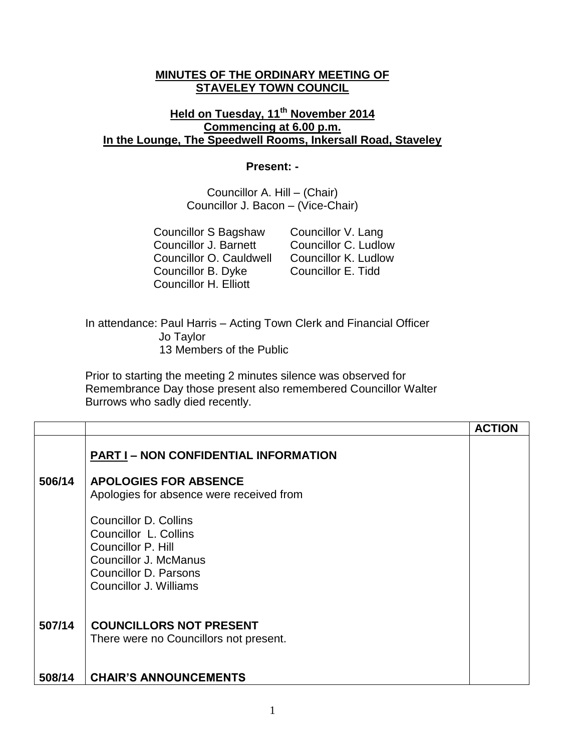**MINUTES OF THE ORDINARY MEETING OF STAVELEY TOWN COUNCIL**

**Held on Tuesday, 11th November 2014**
**Commencing at 6.00 p.m.**
**In the Lounge, The Speedwell Rooms, Inkersall Road, Staveley**

**Present: -**

Councillor A. Hill – (Chair)
Councillor J. Bacon – (Vice-Chair)

Councillor S Bagshaw
Councillor J. Barnett
Councillor O. Cauldwell
Councillor B. Dyke
Councillor H. Elliott
Councillor V. Lang
Councillor C. Ludlow
Councillor K. Ludlow
Councillor E. Tidd

In attendance: Paul Harris – Acting Town Clerk and Financial Officer
Jo Taylor
13 Members of the Public

Prior to starting the meeting 2 minutes silence was observed for Remembrance Day those present also remembered Councillor Walter Burrows who sadly died recently.

| | | ACTION |
|---|---|---|
| | **PART I – NON CONFIDENTIAL INFORMATION** | |
| **506/14** | **APOLOGIES FOR ABSENCE**<br>Apologies for absence were received from<br><br>Councillor D. Collins<br>Councillor L. Collins<br>Councillor P. Hill<br>Councillor J. McManus<br>Councillor D. Parsons<br>Councillor J. Williams | |
| **507/14** | **COUNCILLORS NOT PRESENT**<br>There were no Councillors not present. | |
| **508/14** | **CHAIR'S ANNOUNCEMENTS** | |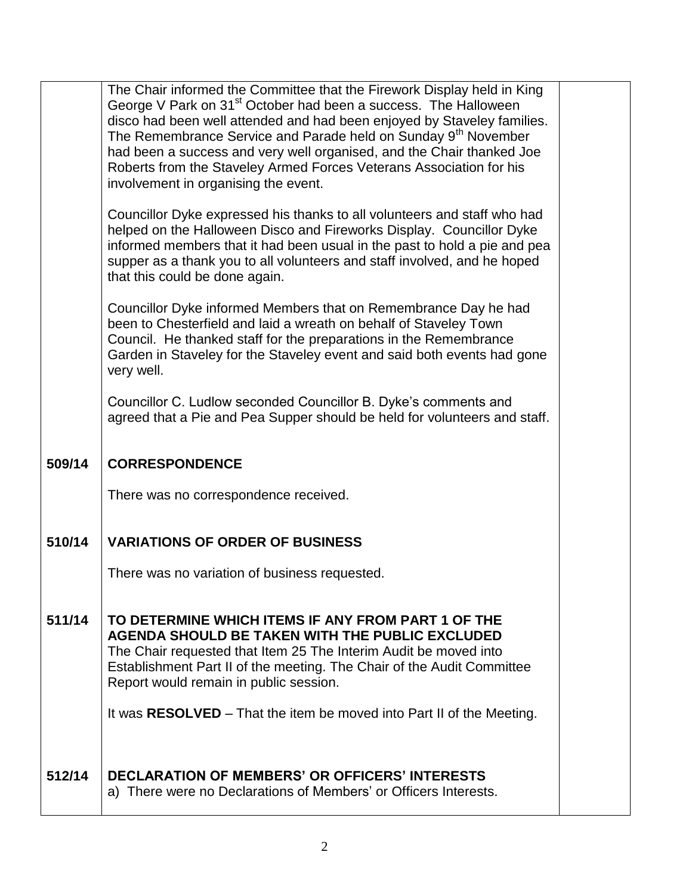The Chair informed the Committee that the Firework Display held in King George V Park on 31st October had been a success. The Halloween disco had been well attended and had been enjoyed by Staveley families. The Remembrance Service and Parade held on Sunday 9th November had been a success and very well organised, and the Chair thanked Joe Roberts from the Staveley Armed Forces Veterans Association for his involvement in organising the event.

Councillor Dyke expressed his thanks to all volunteers and staff who had helped on the Halloween Disco and Fireworks Display. Councillor Dyke informed members that it had been usual in the past to hold a pie and pea supper as a thank you to all volunteers and staff involved, and he hoped that this could be done again.

Councillor Dyke informed Members that on Remembrance Day he had been to Chesterfield and laid a wreath on behalf of Staveley Town Council. He thanked staff for the preparations in the Remembrance Garden in Staveley for the Staveley event and said both events had gone very well.

Councillor C. Ludlow seconded Councillor B. Dyke's comments and agreed that a Pie and Pea Supper should be held for volunteers and staff.

**509/14 CORRESPONDENCE**

There was no correspondence received.

**510/14 VARIATIONS OF ORDER OF BUSINESS**

There was no variation of business requested.

**511/14 TO DETERMINE WHICH ITEMS IF ANY FROM PART 1 OF THE AGENDA SHOULD BE TAKEN WITH THE PUBLIC EXCLUDED**

The Chair requested that Item 25 The Interim Audit be moved into Establishment Part II of the meeting. The Chair of the Audit Committee Report would remain in public session.

It was **RESOLVED** – That the item be moved into Part II of the Meeting.

**512/14 DECLARATION OF MEMBERS' OR OFFICERS' INTERESTS**

a) There were no Declarations of Members' or Officers Interests.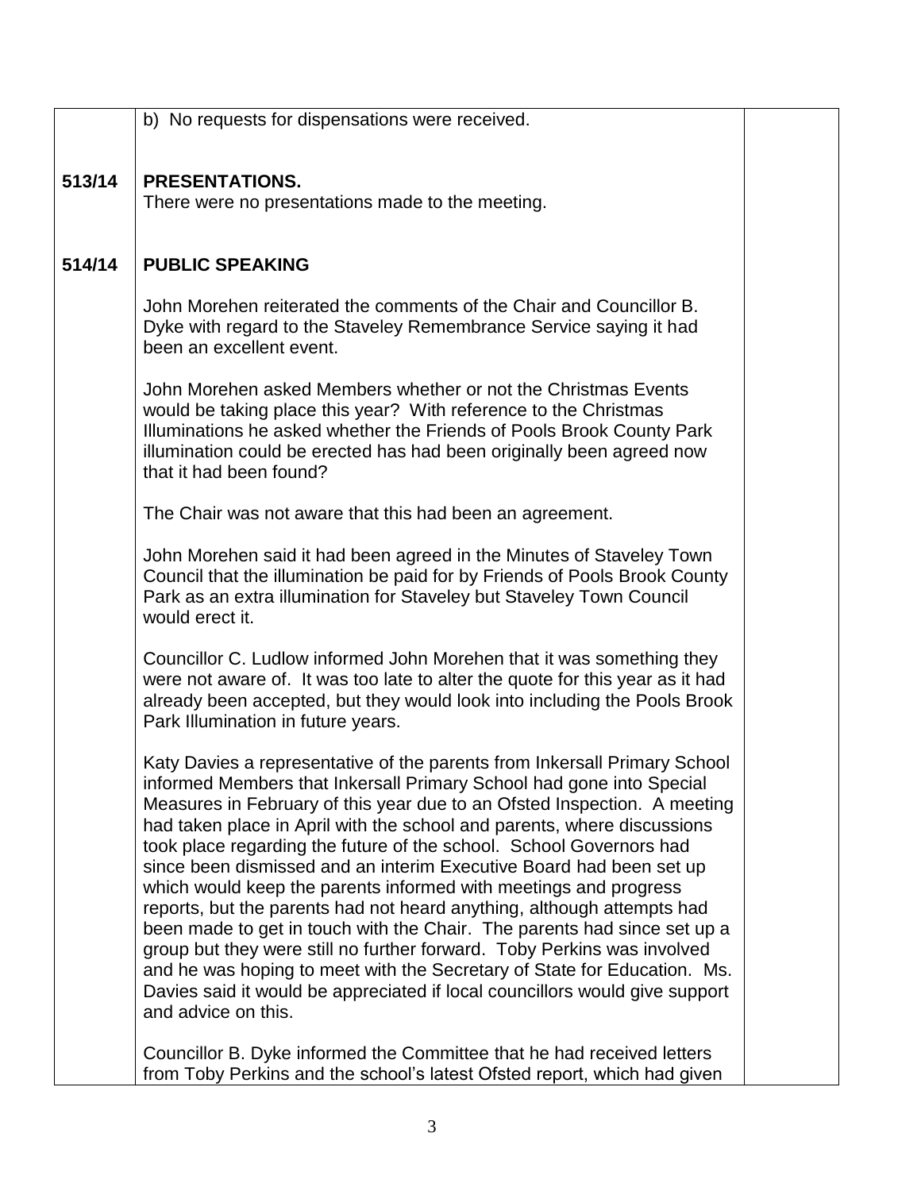b) No requests for dispensations were received.

**513/14 PRESENTATIONS.**

There were no presentations made to the meeting.

**514/14 PUBLIC SPEAKING**

John Morehen reiterated the comments of the Chair and Councillor B. Dyke with regard to the Staveley Remembrance Service saying it had been an excellent event.

John Morehen asked Members whether or not the Christmas Events would be taking place this year? With reference to the Christmas Illuminations he asked whether the Friends of Pools Brook County Park illumination could be erected has had been originally been agreed now that it had been found?

The Chair was not aware that this had been an agreement.

John Morehen said it had been agreed in the Minutes of Staveley Town Council that the illumination be paid for by Friends of Pools Brook County Park as an extra illumination for Staveley but Staveley Town Council would erect it.

Councillor C. Ludlow informed John Morehen that it was something they were not aware of. It was too late to alter the quote for this year as it had already been accepted, but they would look into including the Pools Brook Park Illumination in future years.

Katy Davies a representative of the parents from Inkersall Primary School informed Members that Inkersall Primary School had gone into Special Measures in February of this year due to an Ofsted Inspection. A meeting had taken place in April with the school and parents, where discussions took place regarding the future of the school. School Governors had since been dismissed and an interim Executive Board had been set up which would keep the parents informed with meetings and progress reports, but the parents had not heard anything, although attempts had been made to get in touch with the Chair. The parents had since set up a group but they were still no further forward. Toby Perkins was involved and he was hoping to meet with the Secretary of State for Education. Ms. Davies said it would be appreciated if local councillors would give support and advice on this.

Councillor B. Dyke informed the Committee that he had received letters from Toby Perkins and the school's latest Ofsted report, which had given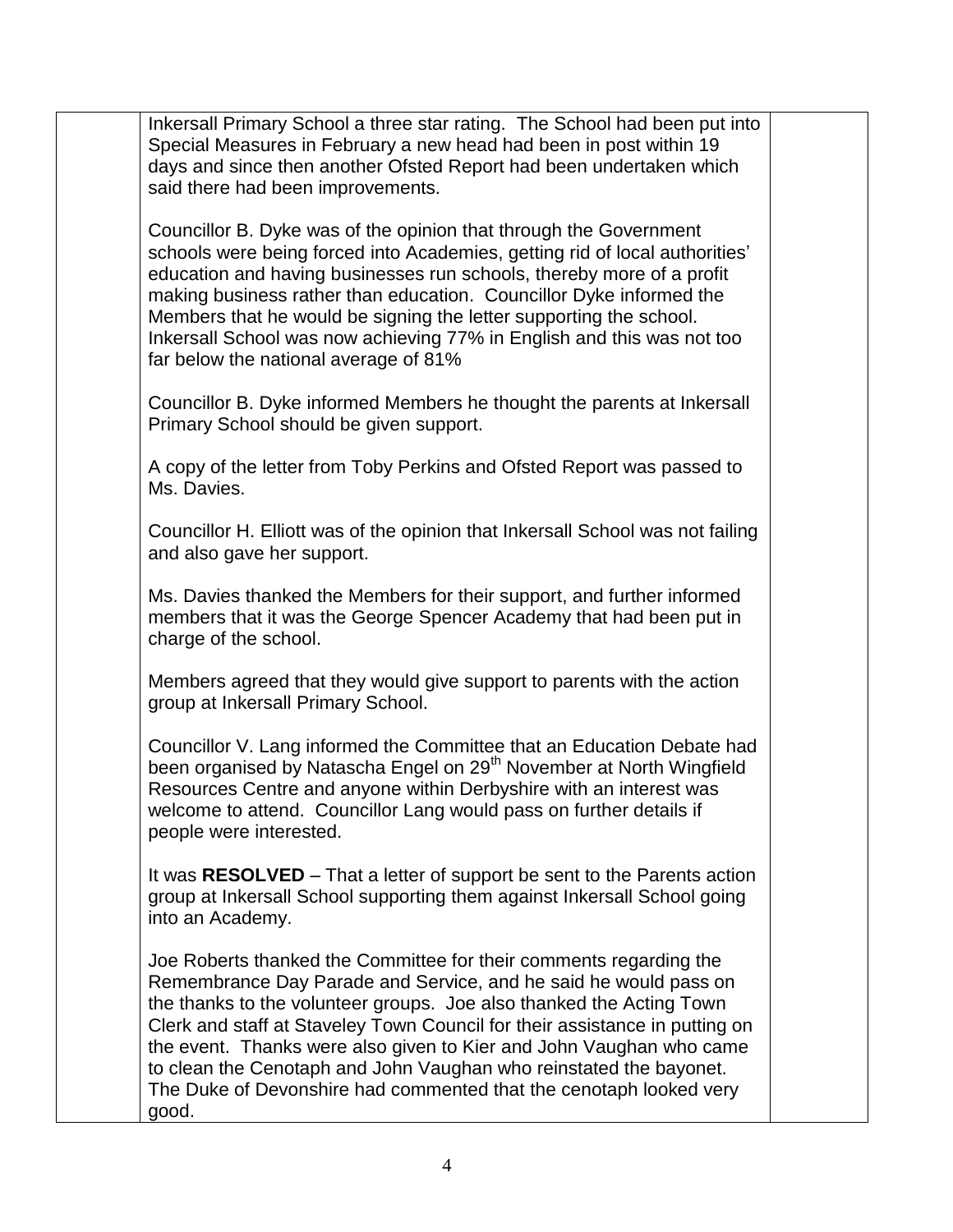Inkersall Primary School a three star rating. The School had been put into Special Measures in February a new head had been in post within 19 days and since then another Ofsted Report had been undertaken which said there had been improvements.

Councillor B. Dyke was of the opinion that through the Government schools were being forced into Academies, getting rid of local authorities' education and having businesses run schools, thereby more of a profit making business rather than education. Councillor Dyke informed the Members that he would be signing the letter supporting the school. Inkersall School was now achieving 77% in English and this was not too far below the national average of 81%

Councillor B. Dyke informed Members he thought the parents at Inkersall Primary School should be given support.

A copy of the letter from Toby Perkins and Ofsted Report was passed to Ms. Davies.

Councillor H. Elliott was of the opinion that Inkersall School was not failing and also gave her support.

Ms. Davies thanked the Members for their support, and further informed members that it was the George Spencer Academy that had been put in charge of the school.

Members agreed that they would give support to parents with the action group at Inkersall Primary School.

Councillor V. Lang informed the Committee that an Education Debate had been organised by Natascha Engel on 29th November at North Wingfield Resources Centre and anyone within Derbyshire with an interest was welcome to attend. Councillor Lang would pass on further details if people were interested.

It was **RESOLVED** – That a letter of support be sent to the Parents action group at Inkersall School supporting them against Inkersall School going into an Academy.

Joe Roberts thanked the Committee for their comments regarding the Remembrance Day Parade and Service, and he said he would pass on the thanks to the volunteer groups. Joe also thanked the Acting Town Clerk and staff at Staveley Town Council for their assistance in putting on the event. Thanks were also given to Kier and John Vaughan who came to clean the Cenotaph and John Vaughan who reinstated the bayonet. The Duke of Devonshire had commented that the cenotaph looked very good.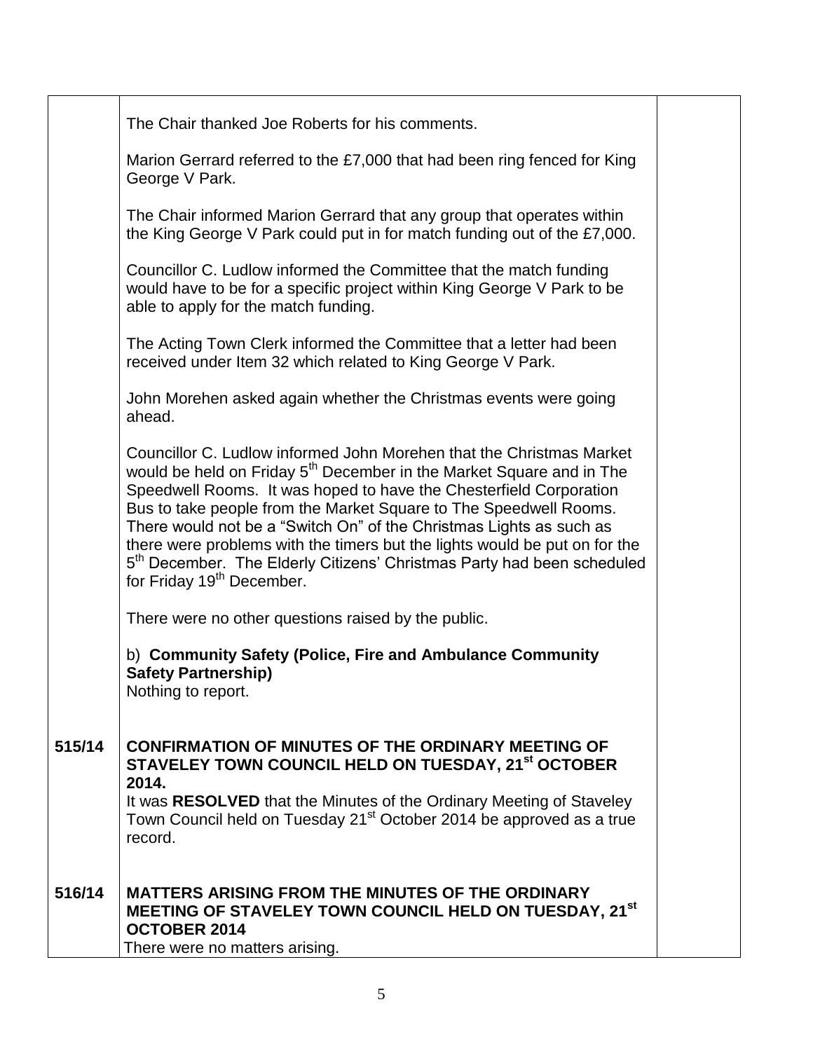| | | |
|---|---|---|
| | The Chair thanked Joe Roberts for his comments.<br><br>Marion Gerrard referred to the £7,000 that had been ring fenced for King George V Park.<br><br>The Chair informed Marion Gerrard that any group that operates within the King George V Park could put in for match funding out of the £7,000.<br><br>Councillor C. Ludlow informed the Committee that the match funding would have to be for a specific project within King George V Park to be able to apply for the match funding.<br><br>The Acting Town Clerk informed the Committee that a letter had been received under Item 32 which related to King George V Park.<br><br>John Morehen asked again whether the Christmas events were going ahead.<br><br>Councillor C. Ludlow informed John Morehen that the Christmas Market would be held on Friday 5th December in the Market Square and in The Speedwell Rooms. It was hoped to have the Chesterfield Corporation Bus to take people from the Market Square to The Speedwell Rooms. There would not be a "Switch On" of the Christmas Lights as such as there were problems with the timers but the lights would be put on for the 5th December. The Elderly Citizens' Christmas Party had been scheduled for Friday 19th December.<br><br>There were no other questions raised by the public.<br><br>b) **Community Safety (Police, Fire and Ambulance Community Safety Partnership)**<br>Nothing to report. | |
| **515/14** | **CONFIRMATION OF MINUTES OF THE ORDINARY MEETING OF STAVELEY TOWN COUNCIL HELD ON TUESDAY, 21st OCTOBER 2014.**<br>It was **RESOLVED** that the Minutes of the Ordinary Meeting of Staveley Town Council held on Tuesday 21st October 2014 be approved as a true record. | |
| **516/14** | **MATTERS ARISING FROM THE MINUTES OF THE ORDINARY MEETING OF STAVELEY TOWN COUNCIL HELD ON TUESDAY, 21st OCTOBER 2014**<br>There were no matters arising. | |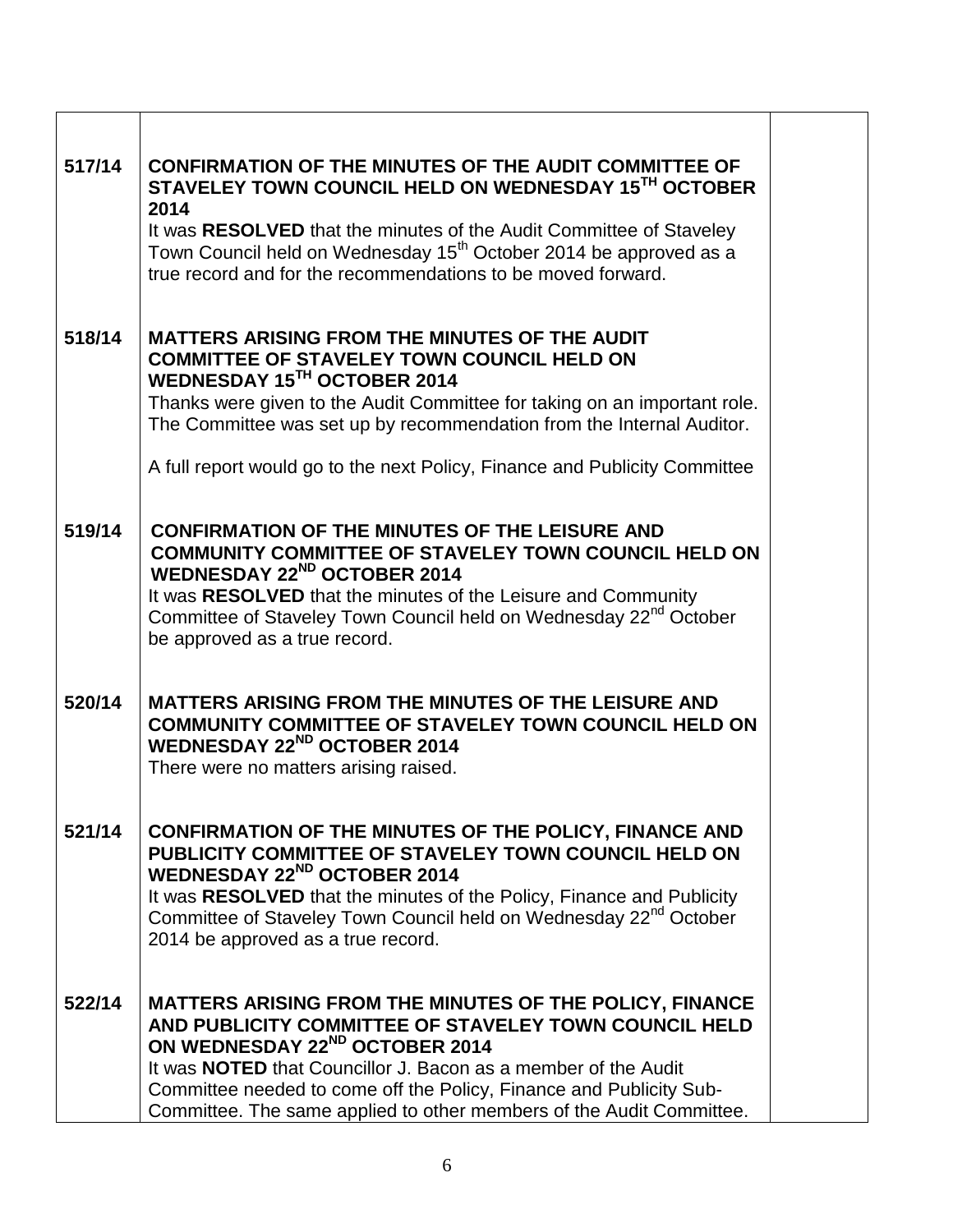| | | |
|---|---|---|
| 517/14 | **CONFIRMATION OF THE MINUTES OF THE AUDIT COMMITTEE OF STAVELEY TOWN COUNCIL HELD ON WEDNESDAY 15TH OCTOBER 2014**<br>It was **RESOLVED** that the minutes of the Audit Committee of Staveley Town Council held on Wednesday 15th October 2014 be approved as a true record and for the recommendations to be moved forward. | |
| 518/14 | **MATTERS ARISING FROM THE MINUTES OF THE AUDIT COMMITTEE OF STAVELEY TOWN COUNCIL HELD ON WEDNESDAY 15TH OCTOBER 2014**<br>Thanks were given to the Audit Committee for taking on an important role. The Committee was set up by recommendation from the Internal Auditor.<br><br>A full report would go to the next Policy, Finance and Publicity Committee | |
| 519/14 | **CONFIRMATION OF THE MINUTES OF THE LEISURE AND COMMUNITY COMMITTEE OF STAVELEY TOWN COUNCIL HELD ON WEDNESDAY 22ND OCTOBER 2014**<br>It was **RESOLVED** that the minutes of the Leisure and Community Committee of Staveley Town Council held on Wednesday 22nd October be approved as a true record. | |
| 520/14 | **MATTERS ARISING FROM THE MINUTES OF THE LEISURE AND COMMUNITY COMMITTEE OF STAVELEY TOWN COUNCIL HELD ON WEDNESDAY 22ND OCTOBER 2014**<br>There were no matters arising raised. | |
| 521/14 | **CONFIRMATION OF THE MINUTES OF THE POLICY, FINANCE AND PUBLICITY COMMITTEE OF STAVELEY TOWN COUNCIL HELD ON WEDNESDAY 22ND OCTOBER 2014**<br>It was **RESOLVED** that the minutes of the Policy, Finance and Publicity Committee of Staveley Town Council held on Wednesday 22nd October 2014 be approved as a true record. | |
| 522/14 | **MATTERS ARISING FROM THE MINUTES OF THE POLICY, FINANCE AND PUBLICITY COMMITTEE OF STAVELEY TOWN COUNCIL HELD ON WEDNESDAY 22ND OCTOBER 2014**<br>It was **NOTED** that Councillor J. Bacon as a member of the Audit Committee needed to come off the Policy, Finance and Publicity Sub-Committee. The same applied to other members of the Audit Committee. | |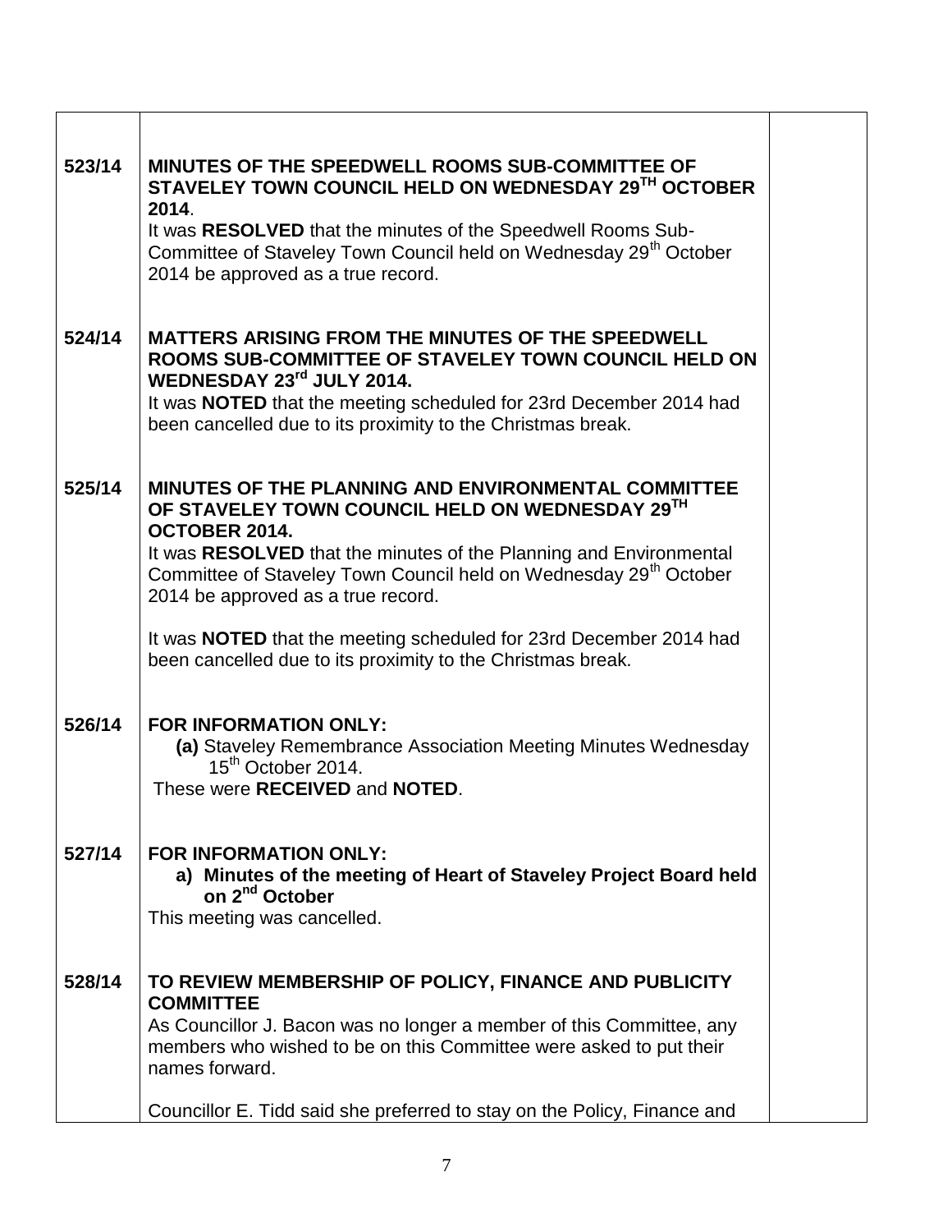| | | |
|---|---|---|
| 523/14 | **MINUTES OF THE SPEEDWELL ROOMS SUB-COMMITTEE OF STAVELEY TOWN COUNCIL HELD ON WEDNESDAY 29TH OCTOBER 2014**.<br>It was **RESOLVED** that the minutes of the Speedwell Rooms Sub-Committee of Staveley Town Council held on Wednesday 29th October 2014 be approved as a true record. | |
| 524/14 | **MATTERS ARISING FROM THE MINUTES OF THE SPEEDWELL ROOMS SUB-COMMITTEE OF STAVELEY TOWN COUNCIL HELD ON WEDNESDAY 23rd JULY 2014.**<br>It was **NOTED** that the meeting scheduled for 23rd December 2014 had been cancelled due to its proximity to the Christmas break. | |
| 525/14 | **MINUTES OF THE PLANNING AND ENVIRONMENTAL COMMITTEE OF STAVELEY TOWN COUNCIL HELD ON WEDNESDAY 29TH OCTOBER 2014.**<br>It was **RESOLVED** that the minutes of the Planning and Environmental Committee of Staveley Town Council held on Wednesday 29th October 2014 be approved as a true record.<br><br>It was **NOTED** that the meeting scheduled for 23rd December 2014 had been cancelled due to its proximity to the Christmas break. | |
| 526/14 | **FOR INFORMATION ONLY:**<br>**(a)** Staveley Remembrance Association Meeting Minutes Wednesday 15th October 2014.<br>These were **RECEIVED** and **NOTED**. | |
| 527/14 | **FOR INFORMATION ONLY:**<br>**a) Minutes of the meeting of Heart of Staveley Project Board held on 2nd October**<br>This meeting was cancelled. | |
| 528/14 | **TO REVIEW MEMBERSHIP OF POLICY, FINANCE AND PUBLICITY COMMITTEE**<br>As Councillor J. Bacon was no longer a member of this Committee, any members who wished to be on this Committee were asked to put their names forward.<br><br>Councillor E. Tidd said she preferred to stay on the Policy, Finance and | |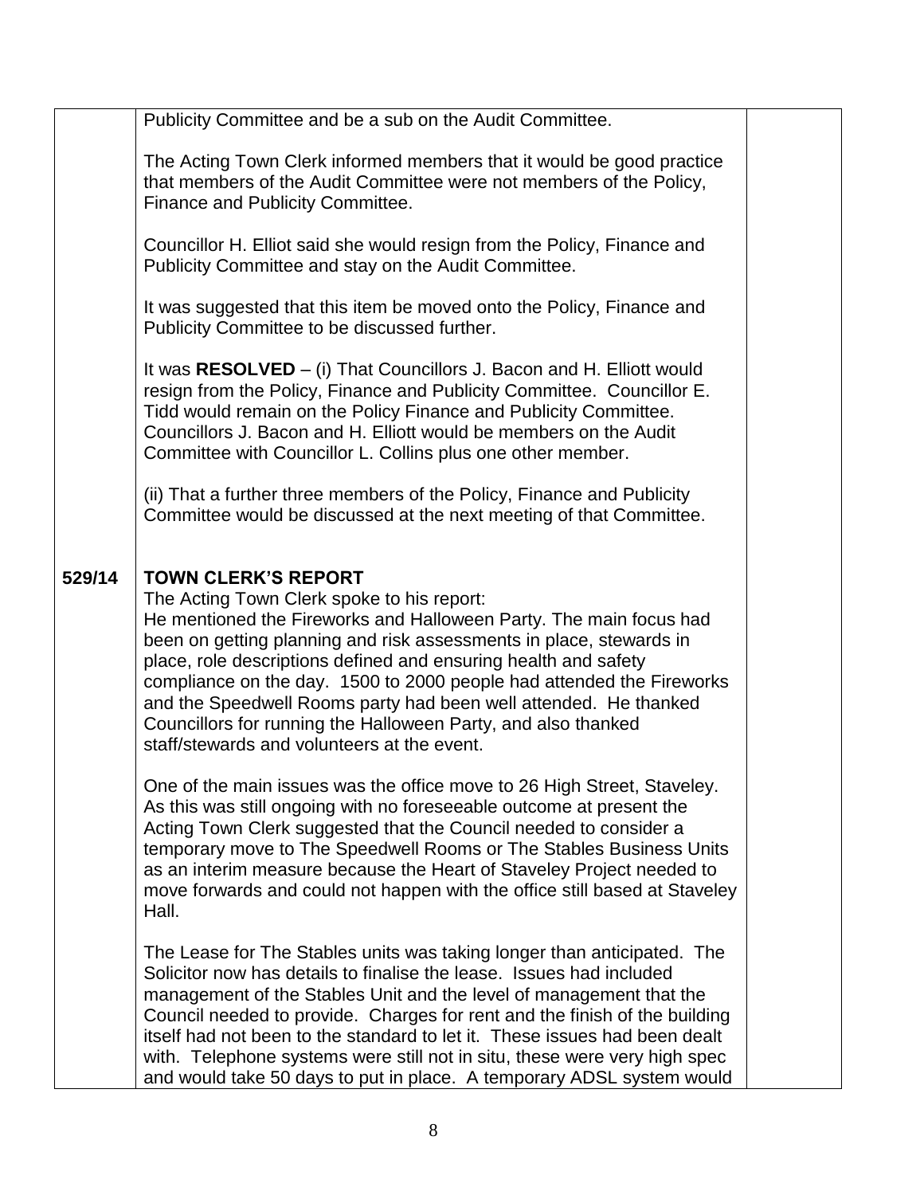Publicity Committee and be a sub on the Audit Committee.

The Acting Town Clerk informed members that it would be good practice that members of the Audit Committee were not members of the Policy, Finance and Publicity Committee.

Councillor H. Elliot said she would resign from the Policy, Finance and Publicity Committee and stay on the Audit Committee.

It was suggested that this item be moved onto the Policy, Finance and Publicity Committee to be discussed further.

It was **RESOLVED** – (i) That Councillors J. Bacon and H. Elliott would resign from the Policy, Finance and Publicity Committee. Councillor E. Tidd would remain on the Policy Finance and Publicity Committee. Councillors J. Bacon and H. Elliott would be members on the Audit Committee with Councillor L. Collins plus one other member.

(ii) That a further three members of the Policy, Finance and Publicity Committee would be discussed at the next meeting of that Committee.

**529/14** **TOWN CLERK'S REPORT**

The Acting Town Clerk spoke to his report:
He mentioned the Fireworks and Halloween Party. The main focus had been on getting planning and risk assessments in place, stewards in place, role descriptions defined and ensuring health and safety compliance on the day. 1500 to 2000 people had attended the Fireworks and the Speedwell Rooms party had been well attended. He thanked Councillors for running the Halloween Party, and also thanked staff/stewards and volunteers at the event.

One of the main issues was the office move to 26 High Street, Staveley. As this was still ongoing with no foreseeable outcome at present the Acting Town Clerk suggested that the Council needed to consider a temporary move to The Speedwell Rooms or The Stables Business Units as an interim measure because the Heart of Staveley Project needed to move forwards and could not happen with the office still based at Staveley Hall.

The Lease for The Stables units was taking longer than anticipated. The Solicitor now has details to finalise the lease. Issues had included management of the Stables Unit and the level of management that the Council needed to provide. Charges for rent and the finish of the building itself had not been to the standard to let it. These issues had been dealt with. Telephone systems were still not in situ, these were very high spec and would take 50 days to put in place. A temporary ADSL system would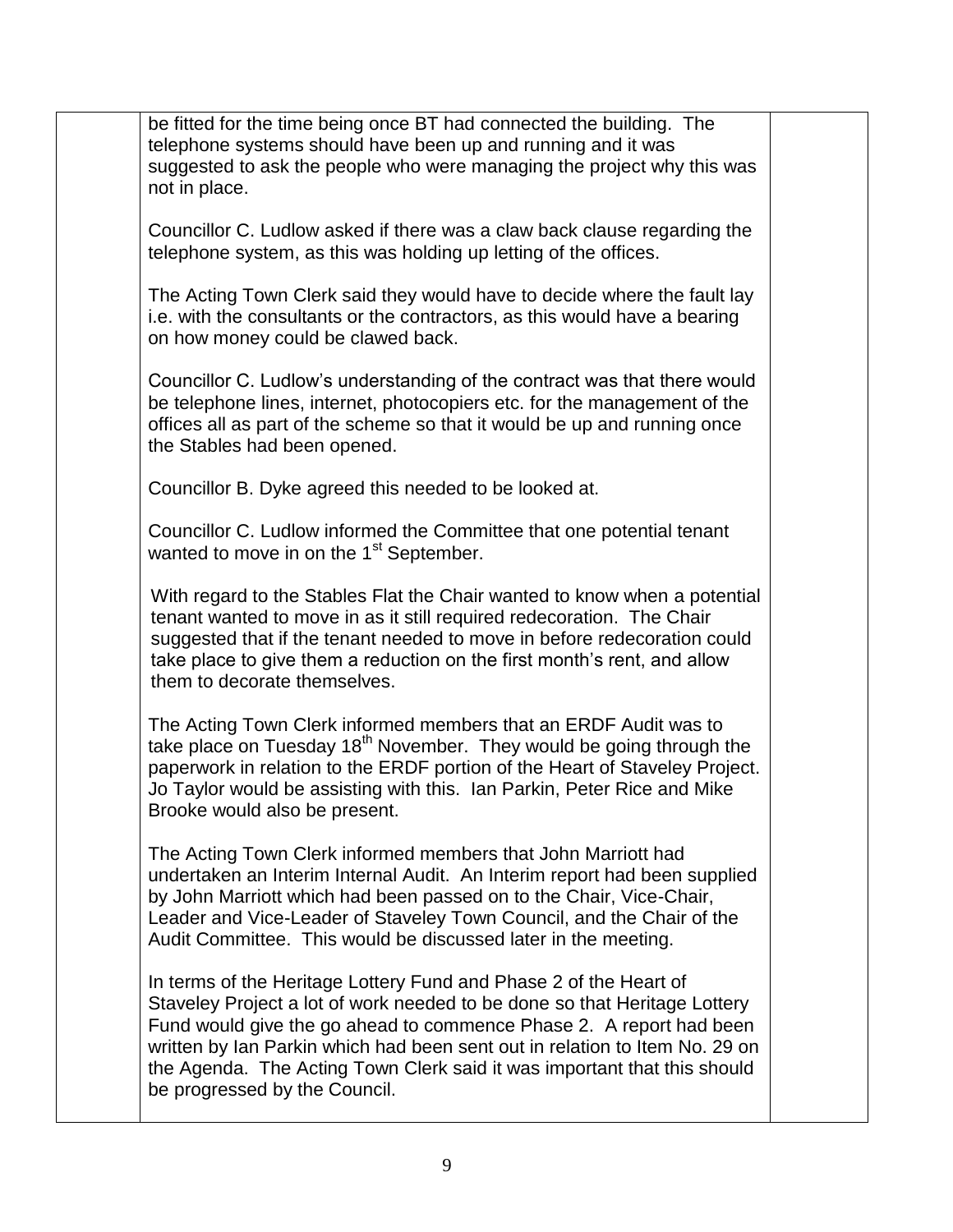be fitted for the time being once BT had connected the building. The telephone systems should have been up and running and it was suggested to ask the people who were managing the project why this was not in place.

Councillor C. Ludlow asked if there was a claw back clause regarding the telephone system, as this was holding up letting of the offices.

The Acting Town Clerk said they would have to decide where the fault lay i.e. with the consultants or the contractors, as this would have a bearing on how money could be clawed back.

Councillor C. Ludlow's understanding of the contract was that there would be telephone lines, internet, photocopiers etc. for the management of the offices all as part of the scheme so that it would be up and running once the Stables had been opened.

Councillor B. Dyke agreed this needed to be looked at.

Councillor C. Ludlow informed the Committee that one potential tenant wanted to move in on the 1st September.

With regard to the Stables Flat the Chair wanted to know when a potential tenant wanted to move in as it still required redecoration. The Chair suggested that if the tenant needed to move in before redecoration could take place to give them a reduction on the first month's rent, and allow them to decorate themselves.

The Acting Town Clerk informed members that an ERDF Audit was to take place on Tuesday 18th November. They would be going through the paperwork in relation to the ERDF portion of the Heart of Staveley Project. Jo Taylor would be assisting with this. Ian Parkin, Peter Rice and Mike Brooke would also be present.

The Acting Town Clerk informed members that John Marriott had undertaken an Interim Internal Audit. An Interim report had been supplied by John Marriott which had been passed on to the Chair, Vice-Chair, Leader and Vice-Leader of Staveley Town Council, and the Chair of the Audit Committee. This would be discussed later in the meeting.

In terms of the Heritage Lottery Fund and Phase 2 of the Heart of Staveley Project a lot of work needed to be done so that Heritage Lottery Fund would give the go ahead to commence Phase 2. A report had been written by Ian Parkin which had been sent out in relation to Item No. 29 on the Agenda. The Acting Town Clerk said it was important that this should be progressed by the Council.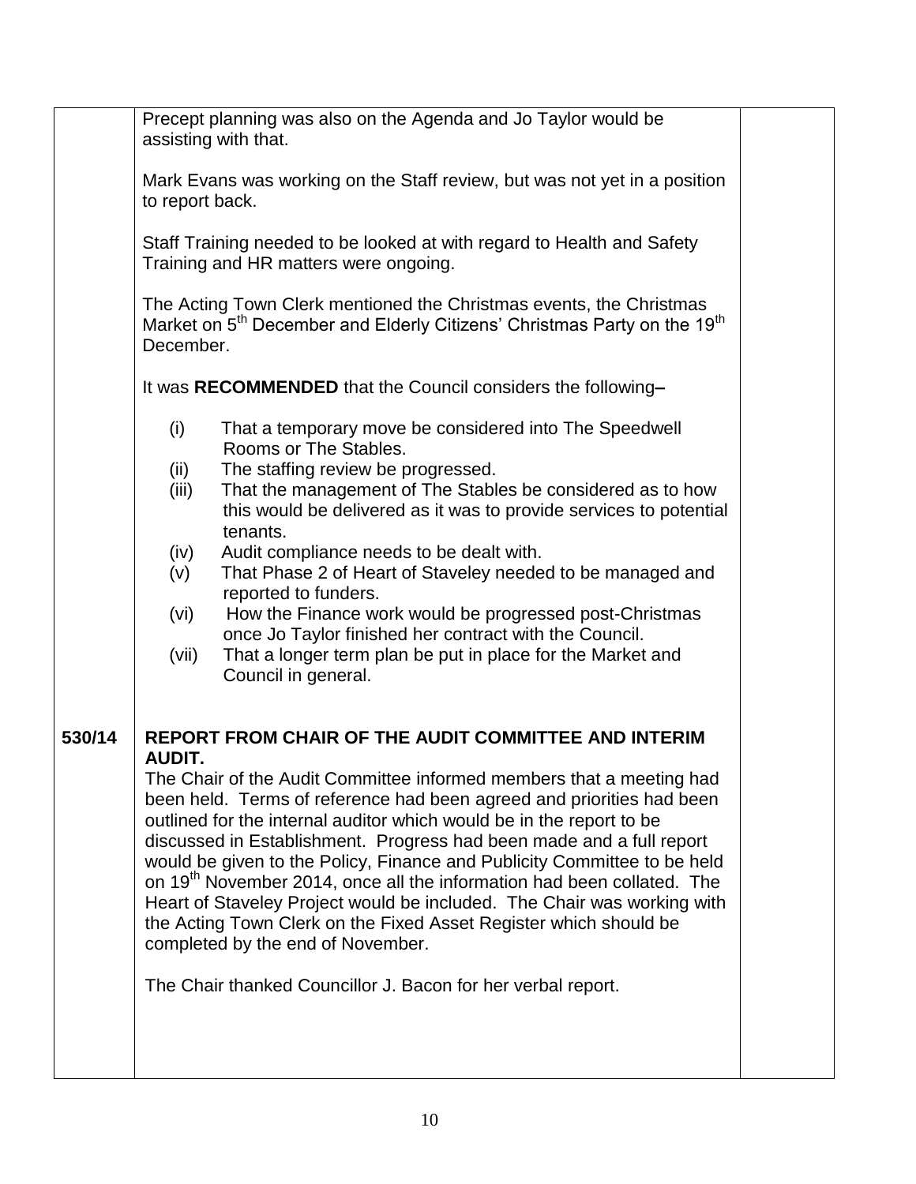Precept planning was also on the Agenda and Jo Taylor would be assisting with that.

Mark Evans was working on the Staff review, but was not yet in a position to report back.

Staff Training needed to be looked at with regard to Health and Safety Training and HR matters were ongoing.

The Acting Town Clerk mentioned the Christmas events, the Christmas Market on 5th December and Elderly Citizens' Christmas Party on the 19th December.

It was **RECOMMENDED** that the Council considers the following**–**

(i) That a temporary move be considered into The Speedwell Rooms or The Stables.
(ii) The staffing review be progressed.
(iii) That the management of The Stables be considered as to how this would be delivered as it was to provide services to potential tenants.
(iv) Audit compliance needs to be dealt with.
(v) That Phase 2 of Heart of Staveley needed to be managed and reported to funders.
(vi) How the Finance work would be progressed post-Christmas once Jo Taylor finished her contract with the Council.
(vii) That a longer term plan be put in place for the Market and Council in general.

**530/14** **REPORT FROM CHAIR OF THE AUDIT COMMITTEE AND INTERIM AUDIT.**

The Chair of the Audit Committee informed members that a meeting had been held. Terms of reference had been agreed and priorities had been outlined for the internal auditor which would be in the report to be discussed in Establishment. Progress had been made and a full report would be given to the Policy, Finance and Publicity Committee to be held on 19th November 2014, once all the information had been collated. The Heart of Staveley Project would be included. The Chair was working with the Acting Town Clerk on the Fixed Asset Register which should be completed by the end of November.

The Chair thanked Councillor J. Bacon for her verbal report.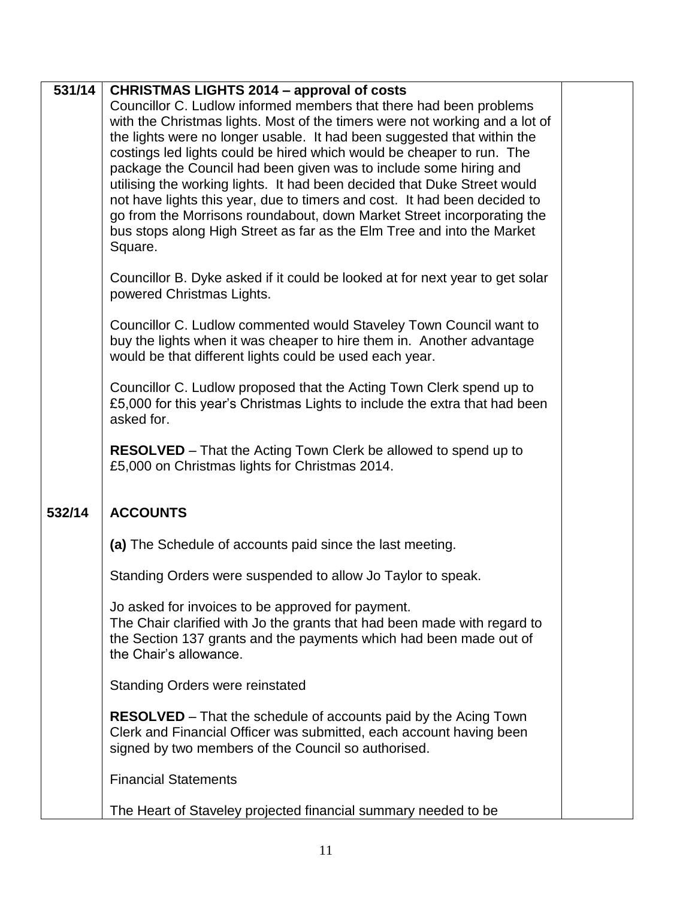| | | |
|---|---|---|
| **531/14** | **CHRISTMAS LIGHTS 2014 – approval of costs**<br>Councillor C. Ludlow informed members that there had been problems with the Christmas lights. Most of the timers were not working and a lot of the lights were no longer usable. It had been suggested that within the costings led lights could be hired which would be cheaper to run. The package the Council had been given was to include some hiring and utilising the working lights. It had been decided that Duke Street would not have lights this year, due to timers and cost. It had been decided to go from the Morrisons roundabout, down Market Street incorporating the bus stops along High Street as far as the Elm Tree and into the Market Square.<br><br>Councillor B. Dyke asked if it could be looked at for next year to get solar powered Christmas Lights.<br><br>Councillor C. Ludlow commented would Staveley Town Council want to buy the lights when it was cheaper to hire them in. Another advantage would be that different lights could be used each year.<br><br>Councillor C. Ludlow proposed that the Acting Town Clerk spend up to £5,000 for this year's Christmas Lights to include the extra that had been asked for.<br><br>**RESOLVED** – That the Acting Town Clerk be allowed to spend up to £5,000 on Christmas lights for Christmas 2014. | |
| **532/14** | **ACCOUNTS**<br><br>**(a)** The Schedule of accounts paid since the last meeting.<br><br>Standing Orders were suspended to allow Jo Taylor to speak.<br><br>Jo asked for invoices to be approved for payment.<br>The Chair clarified with Jo the grants that had been made with regard to the Section 137 grants and the payments which had been made out of the Chair's allowance.<br><br>Standing Orders were reinstated<br><br>**RESOLVED** – That the schedule of accounts paid by the Acing Town Clerk and Financial Officer was submitted, each account having been signed by two members of the Council so authorised.<br><br>Financial Statements<br><br>The Heart of Staveley projected financial summary needed to be | |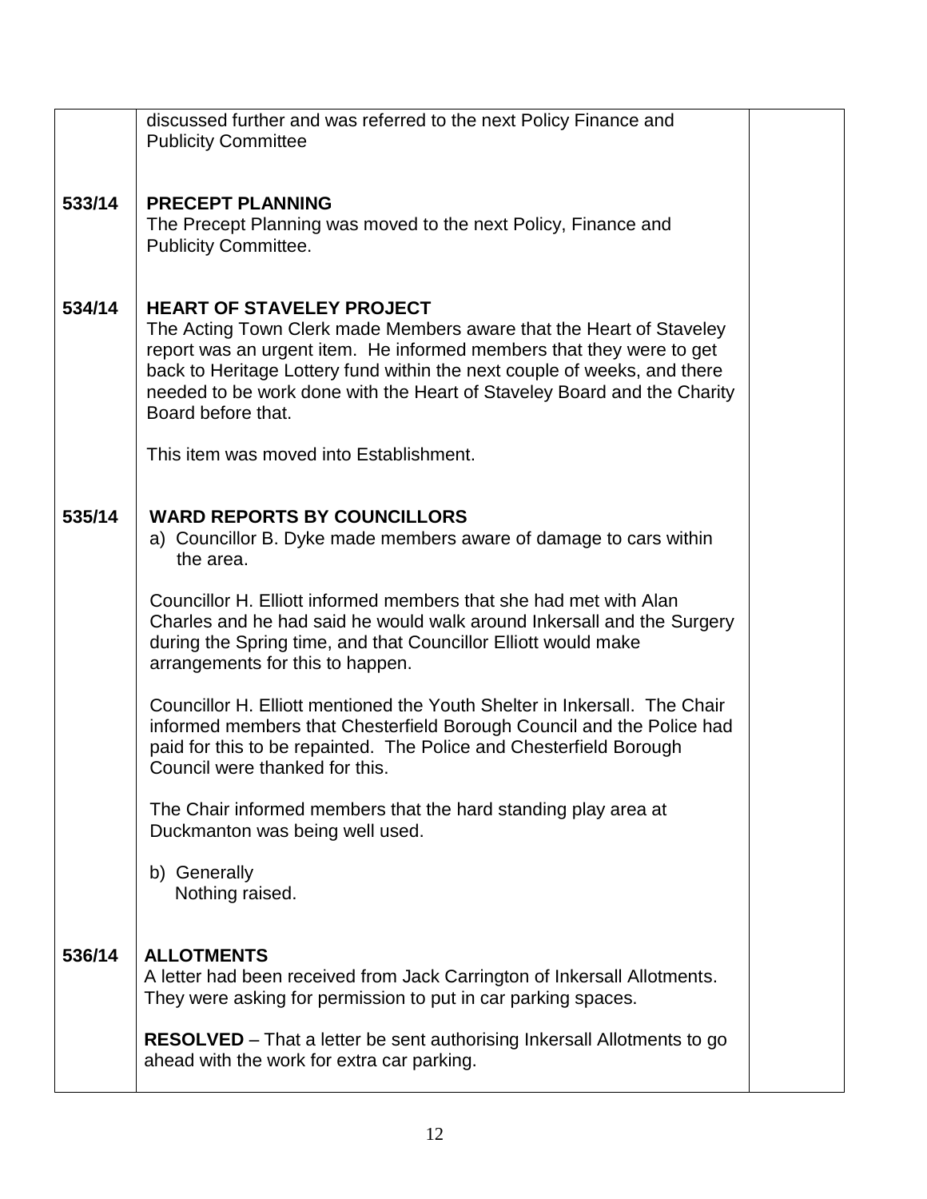| | | |
|---|---|---|
| | discussed further and was referred to the next Policy Finance and Publicity Committee | |
| **533/14** | **PRECEPT PLANNING**<br>The Precept Planning was moved to the next Policy, Finance and Publicity Committee. | |
| **534/14** | **HEART OF STAVELEY PROJECT**<br>The Acting Town Clerk made Members aware that the Heart of Staveley report was an urgent item. He informed members that they were to get back to Heritage Lottery fund within the next couple of weeks, and there needed to be work done with the Heart of Staveley Board and the Charity Board before that.<br><br>This item was moved into Establishment. | |
| **535/14** | **WARD REPORTS BY COUNCILLORS**<br>a) Councillor B. Dyke made members aware of damage to cars within the area.<br><br>Councillor H. Elliott informed members that she had met with Alan Charles and he had said he would walk around Inkersall and the Surgery during the Spring time, and that Councillor Elliott would make arrangements for this to happen.<br><br>Councillor H. Elliott mentioned the Youth Shelter in Inkersall. The Chair informed members that Chesterfield Borough Council and the Police had paid for this to be repainted. The Police and Chesterfield Borough Council were thanked for this.<br><br>The Chair informed members that the hard standing play area at Duckmanton was being well used.<br><br>b) Generally<br>Nothing raised. | |
| **536/14** | **ALLOTMENTS**<br>A letter had been received from Jack Carrington of Inkersall Allotments. They were asking for permission to put in car parking spaces.<br><br>**RESOLVED** – That a letter be sent authorising Inkersall Allotments to go ahead with the work for extra car parking. | |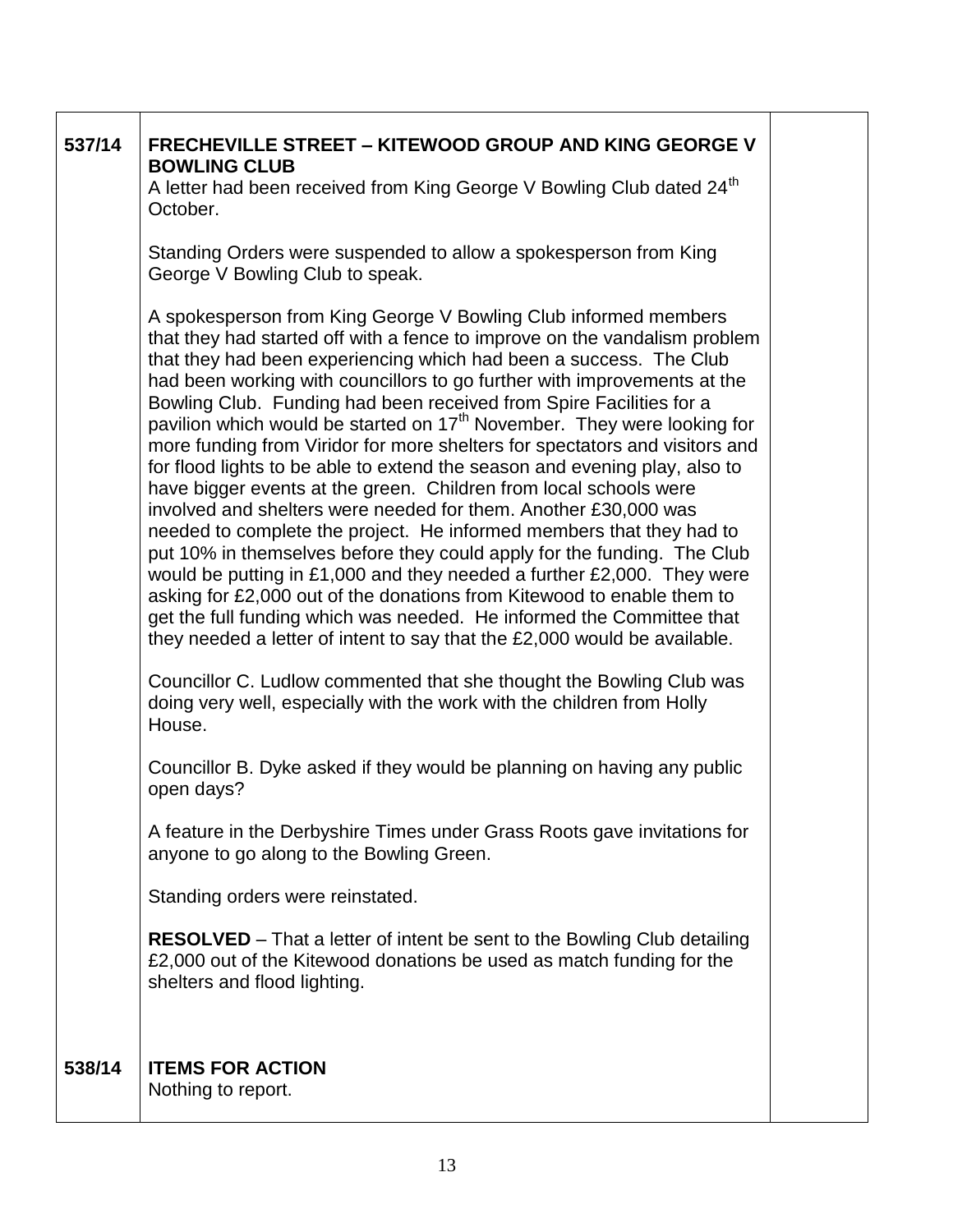| | | |
|---|---|---|
| **537/14** | **FRECHEVILLE STREET – KITEWOOD GROUP AND KING GEORGE V BOWLING CLUB**<br>A letter had been received from King George V Bowling Club dated 24th October.<br><br>Standing Orders were suspended to allow a spokesperson from King George V Bowling Club to speak.<br><br>A spokesperson from King George V Bowling Club informed members that they had started off with a fence to improve on the vandalism problem that they had been experiencing which had been a success. The Club had been working with councillors to go further with improvements at the Bowling Club. Funding had been received from Spire Facilities for a pavilion which would be started on 17th November. They were looking for more funding from Viridor for more shelters for spectators and visitors and for flood lights to be able to extend the season and evening play, also to have bigger events at the green. Children from local schools were involved and shelters were needed for them. Another £30,000 was needed to complete the project. He informed members that they had to put 10% in themselves before they could apply for the funding. The Club would be putting in £1,000 and they needed a further £2,000. They were asking for £2,000 out of the donations from Kitewood to enable them to get the full funding which was needed. He informed the Committee that they needed a letter of intent to say that the £2,000 would be available.<br><br>Councillor C. Ludlow commented that she thought the Bowling Club was doing very well, especially with the work with the children from Holly House.<br><br>Councillor B. Dyke asked if they would be planning on having any public open days?<br><br>A feature in the Derbyshire Times under Grass Roots gave invitations for anyone to go along to the Bowling Green.<br><br>Standing orders were reinstated.<br><br>**RESOLVED** – That a letter of intent be sent to the Bowling Club detailing £2,000 out of the Kitewood donations be used as match funding for the shelters and flood lighting. | |
| **538/14** | **ITEMS FOR ACTION**<br>Nothing to report. | |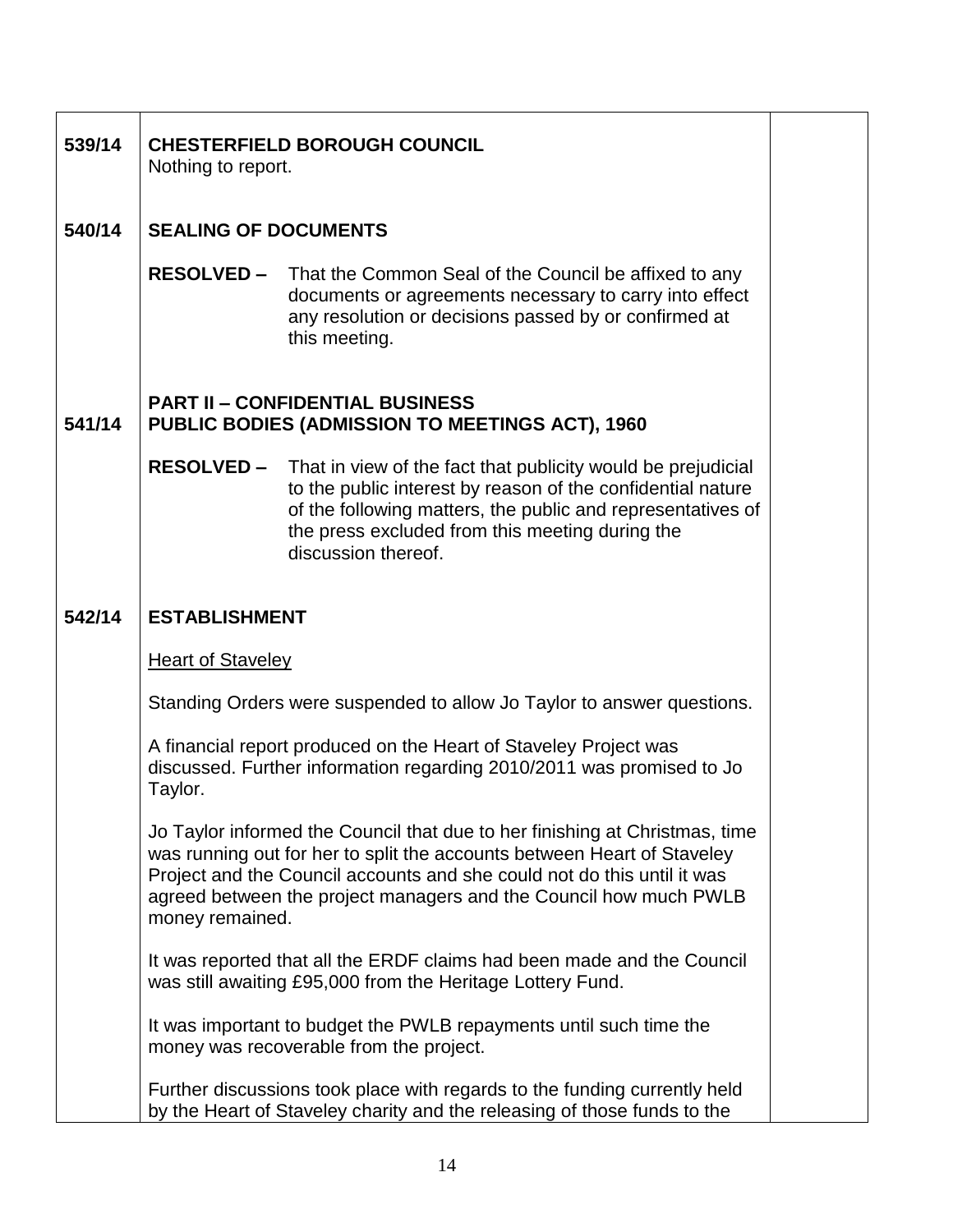| | | |
|---|---|---|
| 539/14 | **CHESTERFIELD BOROUGH COUNCIL**<br>Nothing to report. | |
| 540/14 | **SEALING OF DOCUMENTS**<br><br>**RESOLVED –** That the Common Seal of the Council be affixed to any documents or agreements necessary to carry into effect any resolution or decisions passed by or confirmed at this meeting. | |
| 541/14 | **PART II – CONFIDENTIAL BUSINESS**<br>**PUBLIC BODIES (ADMISSION TO MEETINGS ACT), 1960**<br><br>**RESOLVED –** That in view of the fact that publicity would be prejudicial to the public interest by reason of the confidential nature of the following matters, the public and representatives of the press excluded from this meeting during the discussion thereof. | |
| 542/14 | **ESTABLISHMENT**<br><br><u>Heart of Staveley</u><br><br>Standing Orders were suspended to allow Jo Taylor to answer questions.<br><br>A financial report produced on the Heart of Staveley Project was discussed. Further information regarding 2010/2011 was promised to Jo Taylor.<br><br>Jo Taylor informed the Council that due to her finishing at Christmas, time was running out for her to split the accounts between Heart of Staveley Project and the Council accounts and she could not do this until it was agreed between the project managers and the Council how much PWLB money remained.<br><br>It was reported that all the ERDF claims had been made and the Council was still awaiting £95,000 from the Heritage Lottery Fund.<br><br>It was important to budget the PWLB repayments until such time the money was recoverable from the project.<br><br>Further discussions took place with regards to the funding currently held by the Heart of Staveley charity and the releasing of those funds to the | |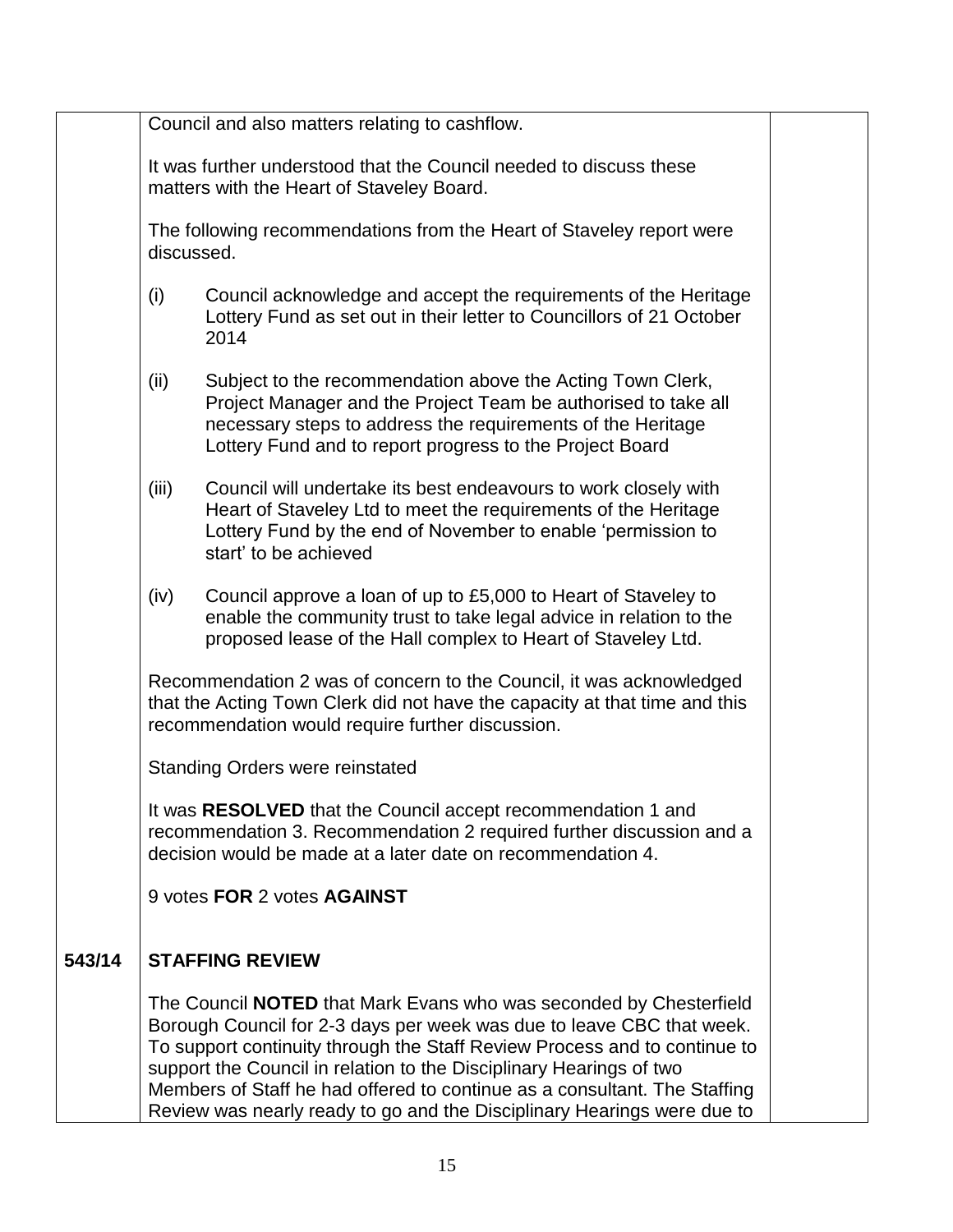Council and also matters relating to cashflow.

It was further understood that the Council needed to discuss these matters with the Heart of Staveley Board.

The following recommendations from the Heart of Staveley report were discussed.

(i) Council acknowledge and accept the requirements of the Heritage Lottery Fund as set out in their letter to Councillors of 21 October 2014

(ii) Subject to the recommendation above the Acting Town Clerk, Project Manager and the Project Team be authorised to take all necessary steps to address the requirements of the Heritage Lottery Fund and to report progress to the Project Board

(iii) Council will undertake its best endeavours to work closely with Heart of Staveley Ltd to meet the requirements of the Heritage Lottery Fund by the end of November to enable 'permission to start' to be achieved

(iv) Council approve a loan of up to £5,000 to Heart of Staveley to enable the community trust to take legal advice in relation to the proposed lease of the Hall complex to Heart of Staveley Ltd.

Recommendation 2 was of concern to the Council, it was acknowledged that the Acting Town Clerk did not have the capacity at that time and this recommendation would require further discussion.

Standing Orders were reinstated

It was **RESOLVED** that the Council accept recommendation 1 and recommendation 3. Recommendation 2 required further discussion and a decision would be made at a later date on recommendation 4.

9 votes **FOR** 2 votes **AGAINST**

**543/14 STAFFING REVIEW**

The Council **NOTED** that Mark Evans who was seconded by Chesterfield Borough Council for 2-3 days per week was due to leave CBC that week. To support continuity through the Staff Review Process and to continue to support the Council in relation to the Disciplinary Hearings of two Members of Staff he had offered to continue as a consultant. The Staffing Review was nearly ready to go and the Disciplinary Hearings were due to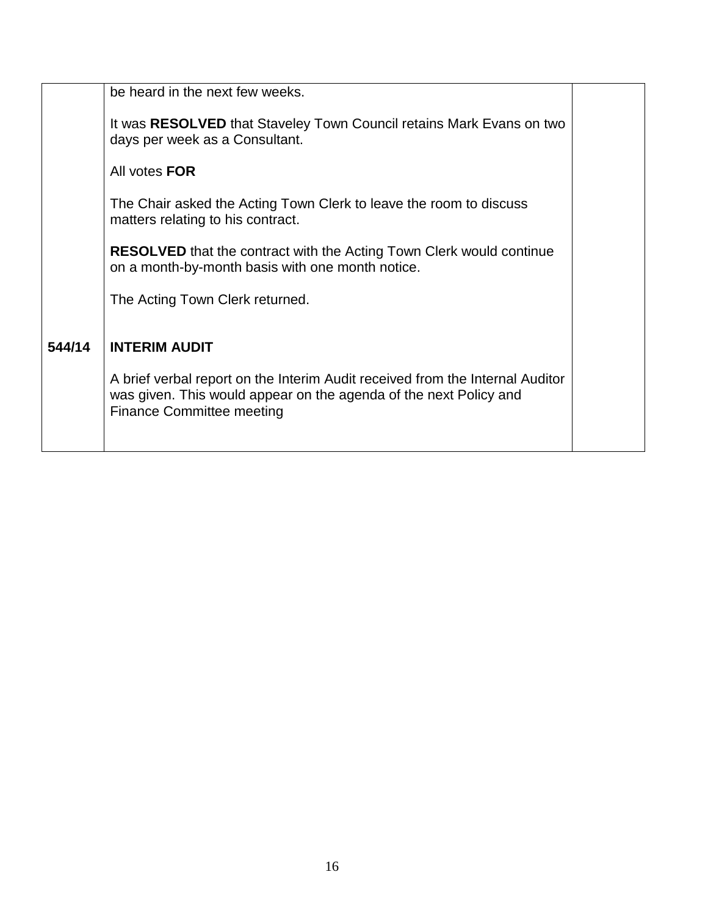| | | |
|---|---|---|
| | be heard in the next few weeks.<br><br>It was **RESOLVED** that Staveley Town Council retains Mark Evans on two days per week as a Consultant.<br><br>All votes **FOR**<br><br>The Chair asked the Acting Town Clerk to leave the room to discuss matters relating to his contract.<br><br>**RESOLVED** that the contract with the Acting Town Clerk would continue on a month-by-month basis with one month notice.<br><br>The Acting Town Clerk returned. | |
| **544/14** | **INTERIM AUDIT**<br><br>A brief verbal report on the Interim Audit received from the Internal Auditor was given. This would appear on the agenda of the next Policy and Finance Committee meeting | |